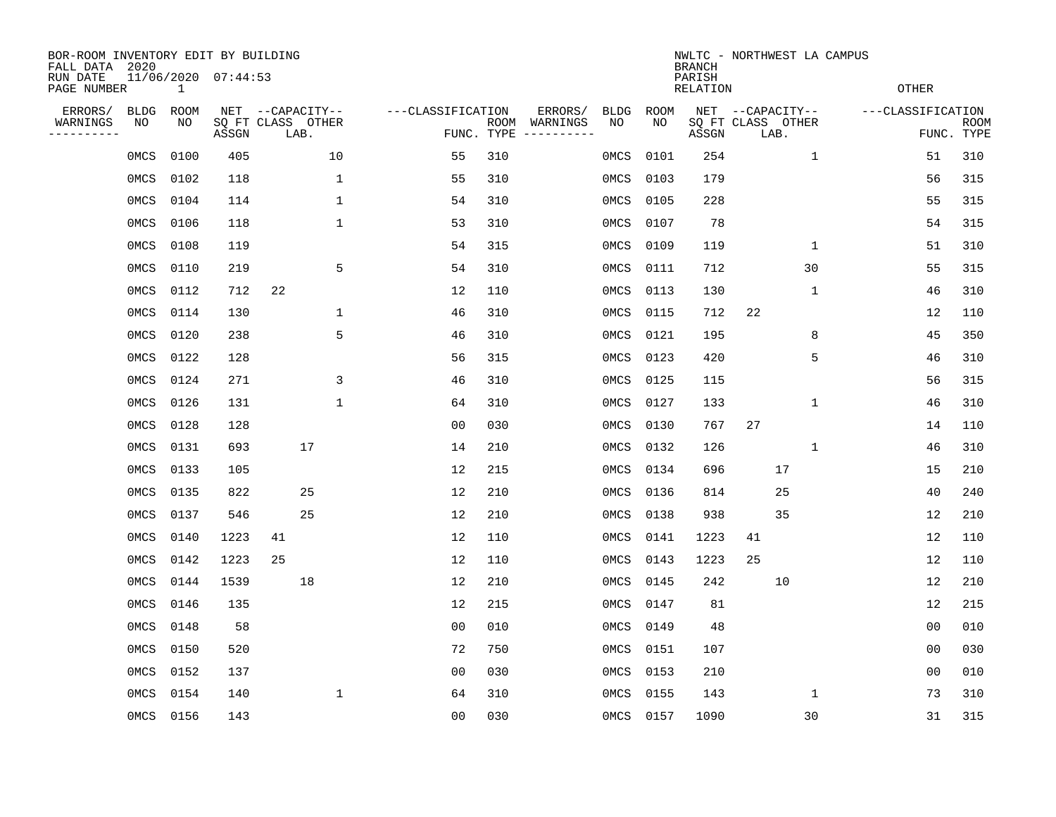BOR-ROOM INVENTORY EDIT BY BUILDING
FALL DATA 2020
RUN DATE 11/06/2020 07:44:53
PAGE NUMBER 1

NWLTC - NORTHWEST LA CAMPUS
BRANCH
PARISH
RELATION OTHER

| ERRORS/ WARNINGS | BLDG NO | ROOM NO | NET SQ FT ASSGN | CAPACITY CLASS | CAPACITY LAB. | CAPACITY OTHER | CLASSIFICATION FUNC. | ROOM TYPE | ERRORS/ WARNINGS | BLDG NO | ROOM NO | NET SQ FT ASSGN | CAPACITY CLASS | CAPACITY LAB. | CAPACITY OTHER | CLASSIFICATION FUNC. | ROOM TYPE |
|---|---|---|---|---|---|---|---|---|---|---|---|---|---|---|---|---|---|
| | 0MCS | 0100 | 405 | | | 10 | 55 | 310 | | 0MCS | 0101 | 254 | | | 1 | 51 | 310 |
| | 0MCS | 0102 | 118 | | | 1 | 55 | 310 | | 0MCS | 0103 | 179 | | | | 56 | 315 |
| | 0MCS | 0104 | 114 | | | 1 | 54 | 310 | | 0MCS | 0105 | 228 | | | | 55 | 315 |
| | 0MCS | 0106 | 118 | | | 1 | 53 | 310 | | 0MCS | 0107 | 78 | | | | 54 | 315 |
| | 0MCS | 0108 | 119 | | | | 54 | 315 | | 0MCS | 0109 | 119 | | | 1 | 51 | 310 |
| | 0MCS | 0110 | 219 | | | 5 | 54 | 310 | | 0MCS | 0111 | 712 | | | 30 | 55 | 315 |
| | 0MCS | 0112 | 712 | 22 | | | 12 | 110 | | 0MCS | 0113 | 130 | | | 1 | 46 | 310 |
| | 0MCS | 0114 | 130 | | | 1 | 46 | 310 | | 0MCS | 0115 | 712 | 22 | | | 12 | 110 |
| | 0MCS | 0120 | 238 | | | 5 | 46 | 310 | | 0MCS | 0121 | 195 | | | 8 | 45 | 350 |
| | 0MCS | 0122 | 128 | | | | 56 | 315 | | 0MCS | 0123 | 420 | | | 5 | 46 | 310 |
| | 0MCS | 0124 | 271 | | | 3 | 46 | 310 | | 0MCS | 0125 | 115 | | | | 56 | 315 |
| | 0MCS | 0126 | 131 | | | 1 | 64 | 310 | | 0MCS | 0127 | 133 | | | 1 | 46 | 310 |
| | 0MCS | 0128 | 128 | | | | 00 | 030 | | 0MCS | 0130 | 767 | 27 | | | 14 | 110 |
| | 0MCS | 0131 | 693 | | 17 | | 14 | 210 | | 0MCS | 0132 | 126 | | | 1 | 46 | 310 |
| | 0MCS | 0133 | 105 | | | | 12 | 215 | | 0MCS | 0134 | 696 | | 17 | | 15 | 210 |
| | 0MCS | 0135 | 822 | | 25 | | 12 | 210 | | 0MCS | 0136 | 814 | | 25 | | 40 | 240 |
| | 0MCS | 0137 | 546 | | 25 | | 12 | 210 | | 0MCS | 0138 | 938 | | 35 | | 12 | 210 |
| | 0MCS | 0140 | 1223 | 41 | | | 12 | 110 | | 0MCS | 0141 | 1223 | 41 | | | 12 | 110 |
| | 0MCS | 0142 | 1223 | 25 | | | 12 | 110 | | 0MCS | 0143 | 1223 | 25 | | | 12 | 110 |
| | 0MCS | 0144 | 1539 | | 18 | | 12 | 210 | | 0MCS | 0145 | 242 | | 10 | | 12 | 210 |
| | 0MCS | 0146 | 135 | | | | 12 | 215 | | 0MCS | 0147 | 81 | | | | 12 | 215 |
| | 0MCS | 0148 | 58 | | | | 00 | 010 | | 0MCS | 0149 | 48 | | | | 00 | 010 |
| | 0MCS | 0150 | 520 | | | | 72 | 750 | | 0MCS | 0151 | 107 | | | | 00 | 030 |
| | 0MCS | 0152 | 137 | | | | 00 | 030 | | 0MCS | 0153 | 210 | | | | 00 | 010 |
| | 0MCS | 0154 | 140 | | | 1 | 64 | 310 | | 0MCS | 0155 | 143 | | | 1 | 73 | 310 |
| | 0MCS | 0156 | 143 | | | | 00 | 030 | | 0MCS | 0157 | 1090 | | | 30 | 31 | 315 |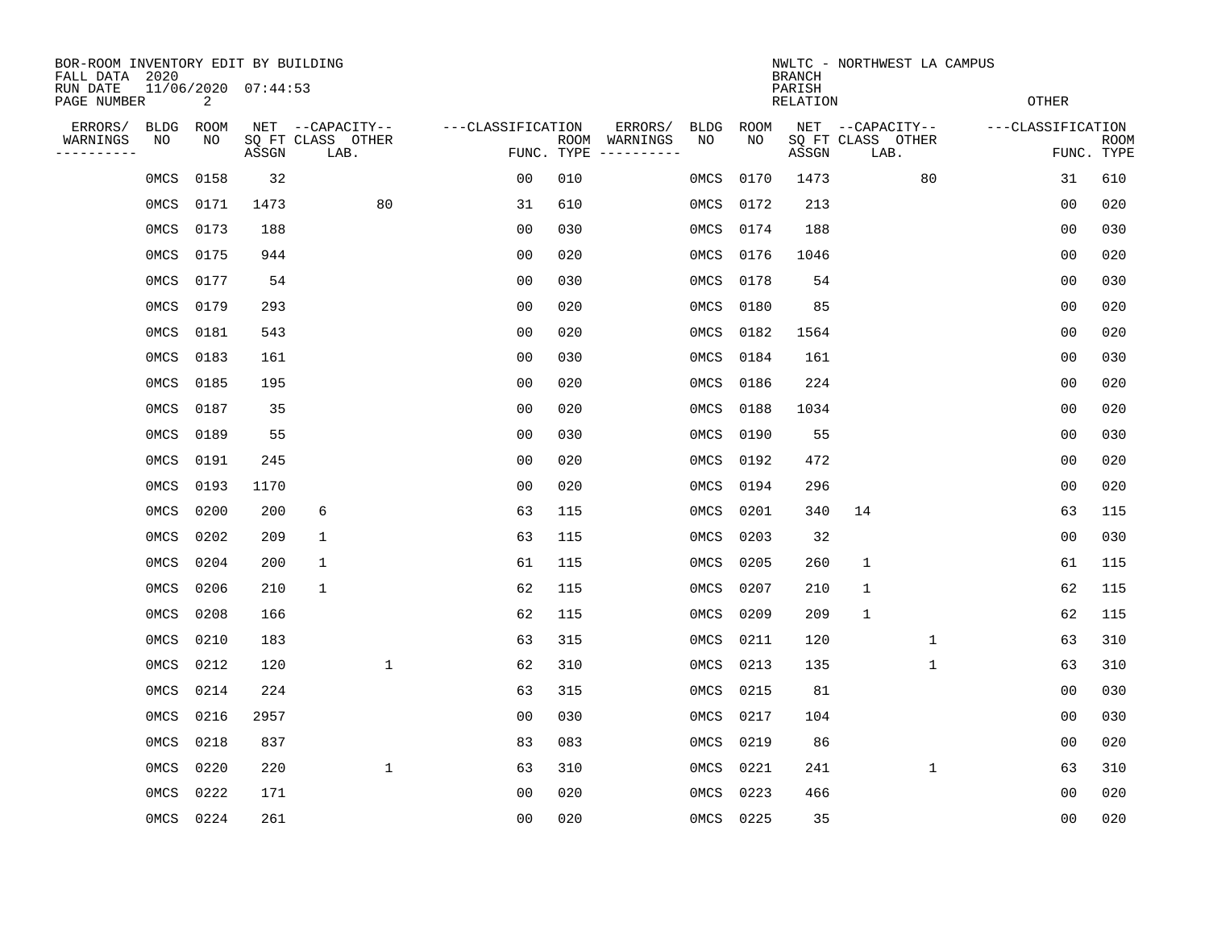BOR-ROOM INVENTORY EDIT BY BUILDING
FALL DATA 2020
RUN DATE 11/06/2020 07:44:53

NWLTC - NORTHWEST LA CAMPUS
BRANCH
PARISH
RELATION
OTHER

| ERRORS/ WARNINGS | BLDG NO | ROOM NO | NET SQ FT ASSGN | CAPACITY CLASS | CAPACITY LAB. | CAPACITY OTHER | CLASSIFICATION FUNC. | ROOM TYPE | ERRORS/ WARNINGS | BLDG NO | ROOM NO | NET SQ FT ASSGN | CAPACITY CLASS | CAPACITY LAB. | CAPACITY OTHER | CLASSIFICATION FUNC. | ROOM TYPE |
|---|---|---|---|---|---|---|---|---|---|---|---|---|---|---|---|---|---|
| | 0MCS | 0158 | 32 | | | | 00 | 010 | | 0MCS | 0170 | 1473 | | 80 | | 31 | 610 |
| | 0MCS | 0171 | 1473 | | 80 | | 31 | 610 | | 0MCS | 0172 | 213 | | | | 00 | 020 |
| | 0MCS | 0173 | 188 | | | | 00 | 030 | | 0MCS | 0174 | 188 | | | | 00 | 030 |
| | 0MCS | 0175 | 944 | | | | 00 | 020 | | 0MCS | 0176 | 1046 | | | | 00 | 020 |
| | 0MCS | 0177 | 54 | | | | 00 | 030 | | 0MCS | 0178 | 54 | | | | 00 | 030 |
| | 0MCS | 0179 | 293 | | | | 00 | 020 | | 0MCS | 0180 | 85 | | | | 00 | 020 |
| | 0MCS | 0181 | 543 | | | | 00 | 020 | | 0MCS | 0182 | 1564 | | | | 00 | 020 |
| | 0MCS | 0183 | 161 | | | | 00 | 030 | | 0MCS | 0184 | 161 | | | | 00 | 030 |
| | 0MCS | 0185 | 195 | | | | 00 | 020 | | 0MCS | 0186 | 224 | | | | 00 | 020 |
| | 0MCS | 0187 | 35 | | | | 00 | 020 | | 0MCS | 0188 | 1034 | | | | 00 | 020 |
| | 0MCS | 0189 | 55 | | | | 00 | 030 | | 0MCS | 0190 | 55 | | | | 00 | 030 |
| | 0MCS | 0191 | 245 | | | | 00 | 020 | | 0MCS | 0192 | 472 | | | | 00 | 020 |
| | 0MCS | 0193 | 1170 | | | | 00 | 020 | | 0MCS | 0194 | 296 | | | | 00 | 020 |
| | 0MCS | 0200 | 200 | 6 | | | 63 | 115 | | 0MCS | 0201 | 340 | 14 | | | 63 | 115 |
| | 0MCS | 0202 | 209 | 1 | | | 63 | 115 | | 0MCS | 0203 | 32 | | | | 00 | 030 |
| | 0MCS | 0204 | 200 | 1 | | | 61 | 115 | | 0MCS | 0205 | 260 | 1 | | | 61 | 115 |
| | 0MCS | 0206 | 210 | 1 | | | 62 | 115 | | 0MCS | 0207 | 210 | 1 | | | 62 | 115 |
| | 0MCS | 0208 | 166 | | | | 62 | 115 | | 0MCS | 0209 | 209 | 1 | | | 62 | 115 |
| | 0MCS | 0210 | 183 | | | | 63 | 315 | | 0MCS | 0211 | 120 | | | 1 | 63 | 310 |
| | 0MCS | 0212 | 120 | | | 1 | 62 | 310 | | 0MCS | 0213 | 135 | | | 1 | 63 | 310 |
| | 0MCS | 0214 | 224 | | | | 63 | 315 | | 0MCS | 0215 | 81 | | | | 00 | 030 |
| | 0MCS | 0216 | 2957 | | | | 00 | 030 | | 0MCS | 0217 | 104 | | | | 00 | 030 |
| | 0MCS | 0218 | 837 | | | | 83 | 083 | | 0MCS | 0219 | 86 | | | | 00 | 020 |
| | 0MCS | 0220 | 220 | | | 1 | 63 | 310 | | 0MCS | 0221 | 241 | | | 1 | 63 | 310 |
| | 0MCS | 0222 | 171 | | | | 00 | 020 | | 0MCS | 0223 | 466 | | | | 00 | 020 |
| | 0MCS | 0224 | 261 | | | | 00 | 020 | | 0MCS | 0225 | 35 | | | | 00 | 020 |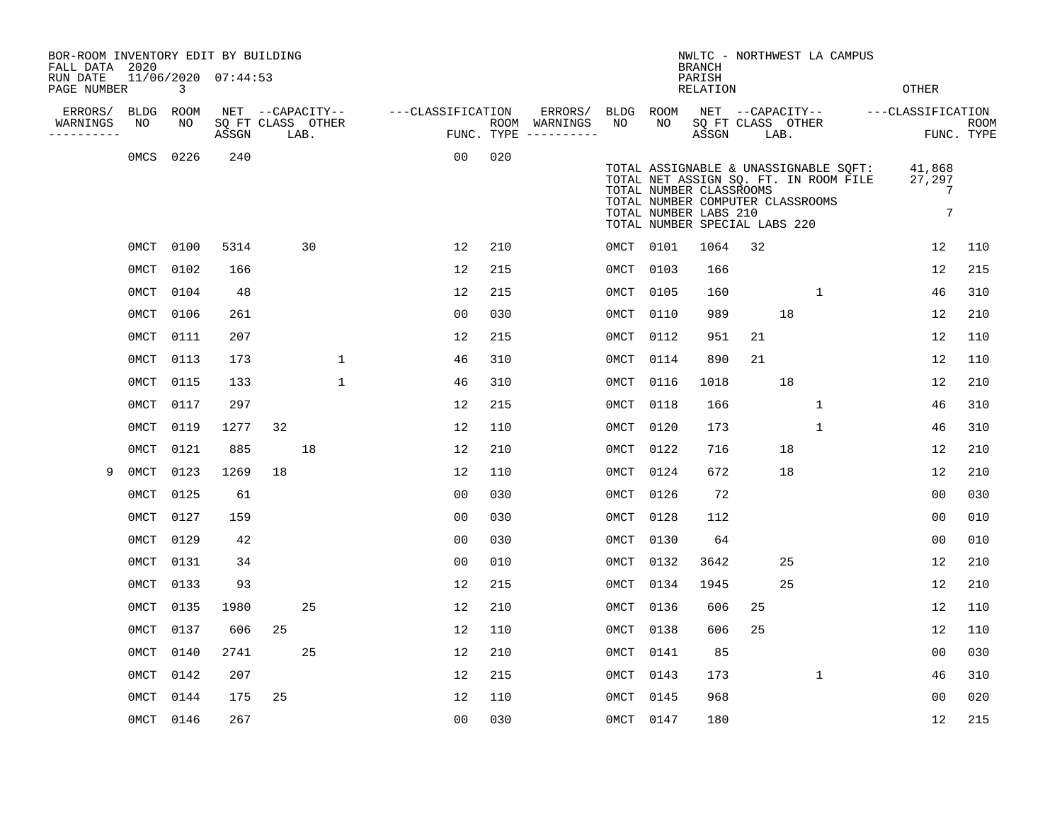BOR-ROOM INVENTORY EDIT BY BUILDING
FALL DATA 2020
RUN DATE 11/06/2020 07:44:53

NWLTC - NORTHWEST LA CAMPUS
BRANCH
PARISH
RELATION
OTHER

| ERRORS/ WARNINGS | BLDG NO | ROOM NO | NET SQ FT ASSGN | CAPACITY CLASS | CAPACITY LAB. | CAPACITY OTHER | CLASSIFICATION FUNC. | ROOM TYPE | ERRORS/ WARNINGS | BLDG NO | ROOM NO | NET SQ FT ASSGN | CAPACITY CLASS | CAPACITY LAB. | CAPACITY OTHER | CLASSIFICATION FUNC. | ROOM TYPE |
|---|---|---|---|---|---|---|---|---|---|---|---|---|---|---|---|---|---|
| | 0MCS | 0226 | 240 | | | | 00 | 020 | | | | | | | | | |
| | 0MCT | 0100 | 5314 | | 30 | | 12 | 210 | | 0MCT | 0101 | 1064 | 32 | | | 12 | 110 |
| | 0MCT | 0102 | 166 | | | | 12 | 215 | | 0MCT | 0103 | 166 | | | | 12 | 215 |
| | 0MCT | 0104 | 48 | | | | 12 | 215 | | 0MCT | 0105 | 160 | | | 1 | 46 | 310 |
| | 0MCT | 0106 | 261 | | | | 00 | 030 | | 0MCT | 0110 | 989 | | 18 | | 12 | 210 |
| | 0MCT | 0111 | 207 | | | | 12 | 215 | | 0MCT | 0112 | 951 | 21 | | | 12 | 110 |
| | 0MCT | 0113 | 173 | | | 1 | 46 | 310 | | 0MCT | 0114 | 890 | 21 | | | 12 | 110 |
| | 0MCT | 0115 | 133 | | | 1 | 46 | 310 | | 0MCT | 0116 | 1018 | | 18 | | 12 | 210 |
| | 0MCT | 0117 | 297 | | | | 12 | 215 | | 0MCT | 0118 | 166 | | | 1 | 46 | 310 |
| | 0MCT | 0119 | 1277 | 32 | | | 12 | 110 | | 0MCT | 0120 | 173 | | | 1 | 46 | 310 |
| | 0MCT | 0121 | 885 | | 18 | | 12 | 210 | | 0MCT | 0122 | 716 | | 18 | | 12 | 210 |
| 9 | 0MCT | 0123 | 1269 | 18 | | | 12 | 110 | | 0MCT | 0124 | 672 | | 18 | | 12 | 210 |
| | 0MCT | 0125 | 61 | | | | 00 | 030 | | 0MCT | 0126 | 72 | | | | 00 | 030 |
| | 0MCT | 0127 | 159 | | | | 00 | 030 | | 0MCT | 0128 | 112 | | | | 00 | 010 |
| | 0MCT | 0129 | 42 | | | | 00 | 030 | | 0MCT | 0130 | 64 | | | | 00 | 010 |
| | 0MCT | 0131 | 34 | | | | 00 | 010 | | 0MCT | 0132 | 3642 | | 25 | | 12 | 210 |
| | 0MCT | 0133 | 93 | | | | 12 | 215 | | 0MCT | 0134 | 1945 | | 25 | | 12 | 210 |
| | 0MCT | 0135 | 1980 | | 25 | | 12 | 210 | | 0MCT | 0136 | 606 | 25 | | | 12 | 110 |
| | 0MCT | 0137 | 606 | 25 | | | 12 | 110 | | 0MCT | 0138 | 606 | 25 | | | 12 | 110 |
| | 0MCT | 0140 | 2741 | | 25 | | 12 | 210 | | 0MCT | 0141 | 85 | | | | 00 | 030 |
| | 0MCT | 0142 | 207 | | | | 12 | 215 | | 0MCT | 0143 | 173 | | | 1 | 46 | 310 |
| | 0MCT | 0144 | 175 | 25 | | | 12 | 110 | | 0MCT | 0145 | 968 | | | | 00 | 020 |
| | 0MCT | 0146 | 267 | | | | 00 | 030 | | 0MCT | 0147 | 180 | | | | 12 | 215 |

| TOTALS | |
|---|---|
| TOTAL ASSIGNABLE & UNASSIGNABLE SQFT: | 41,868 |
| TOTAL NET ASSIGN SQ. FT. IN ROOM FILE | 27,297 |
| TOTAL NUMBER CLASSROOMS | 7 |
| TOTAL NUMBER COMPUTER CLASSROOMS | |
| TOTAL NUMBER LABS 210 | 7 |
| TOTAL NUMBER SPECIAL LABS 220 | |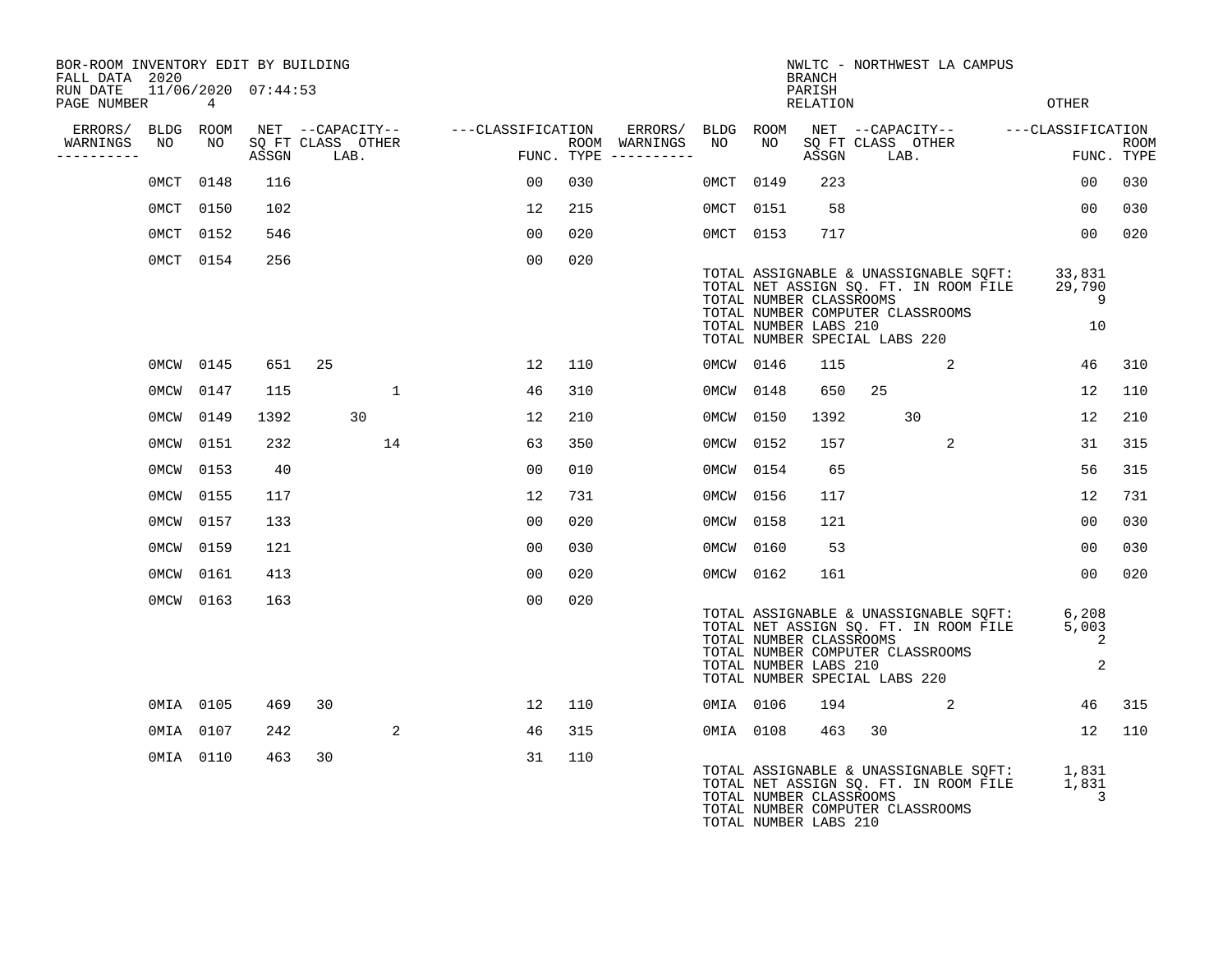BOR-ROOM INVENTORY EDIT BY BUILDING
FALL DATA 2020
RUN DATE 11/06/2020 07:44:53

NWLTC - NORTHWEST LA CAMPUS
BRANCH
PARISH
RELATION
OTHER

| ERRORS/ WARNINGS | BLDG NO | ROOM NO | NET SQ FT ASSGN | CAPACITY CLASS | CAPACITY LAB. | CAPACITY OTHER | CLASSIFICATION FUNC. | ROOM TYPE | ERRORS/ WARNINGS | BLDG NO | ROOM NO | NET SQ FT ASSGN | CAPACITY CLASS | CAPACITY LAB. | CAPACITY OTHER | CLASSIFICATION FUNC. | ROOM TYPE |
|---|---|---|---|---|---|---|---|---|---|---|---|---|---|---|---|---|---|
| | 0MCT | 0148 | 116 | | | | 00 | 030 | | 0MCT | 0149 | 223 | | | | 00 | 030 |
| | 0MCT | 0150 | 102 | | | | 12 | 215 | | 0MCT | 0151 | 58 | | | | 00 | 030 |
| | 0MCT | 0152 | 546 | | | | 00 | 020 | | 0MCT | 0153 | 717 | | | | 00 | 020 |
| | 0MCT | 0154 | 256 | | | | 00 | 020 | | | | | | | | | |

TOTAL ASSIGNABLE & UNASSIGNABLE SQFT: 33,831
TOTAL NET ASSIGN SQ. FT. IN ROOM FILE 29,790
TOTAL NUMBER CLASSROOMS 9
TOTAL NUMBER COMPUTER CLASSROOMS
TOTAL NUMBER LABS 210 10
TOTAL NUMBER SPECIAL LABS 220

| ERRORS/ WARNINGS | BLDG NO | ROOM NO | NET SQ FT ASSGN | CAPACITY CLASS | CAPACITY LAB. | CAPACITY OTHER | CLASSIFICATION FUNC. | ROOM TYPE | ERRORS/ WARNINGS | BLDG NO | ROOM NO | NET SQ FT ASSGN | CAPACITY CLASS | CAPACITY LAB. | CAPACITY OTHER | CLASSIFICATION FUNC. | ROOM TYPE |
|---|---|---|---|---|---|---|---|---|---|---|---|---|---|---|---|---|---|
| | 0MCW | 0145 | 651 | 25 | | | 12 | 110 | | 0MCW | 0146 | 115 | | | 2 | 46 | 310 |
| | 0MCW | 0147 | 115 | | | 1 | 46 | 310 | | 0MCW | 0148 | 650 | 25 | | | 12 | 110 |
| | 0MCW | 0149 | 1392 | | 30 | | 12 | 210 | | 0MCW | 0150 | 1392 | | 30 | | 12 | 210 |
| | 0MCW | 0151 | 232 | | | 14 | 63 | 350 | | 0MCW | 0152 | 157 | | | 2 | 31 | 315 |
| | 0MCW | 0153 | 40 | | | | 00 | 010 | | 0MCW | 0154 | 65 | | | | 56 | 315 |
| | 0MCW | 0155 | 117 | | | | 12 | 731 | | 0MCW | 0156 | 117 | | | | 12 | 731 |
| | 0MCW | 0157 | 133 | | | | 00 | 020 | | 0MCW | 0158 | 121 | | | | 00 | 030 |
| | 0MCW | 0159 | 121 | | | | 00 | 030 | | 0MCW | 0160 | 53 | | | | 00 | 030 |
| | 0MCW | 0161 | 413 | | | | 00 | 020 | | 0MCW | 0162 | 161 | | | | 00 | 020 |
| | 0MCW | 0163 | 163 | | | | 00 | 020 | | | | | | | | | |

TOTAL ASSIGNABLE & UNASSIGNABLE SQFT: 6,208
TOTAL NET ASSIGN SQ. FT. IN ROOM FILE 5,003
TOTAL NUMBER CLASSROOMS 2
TOTAL NUMBER COMPUTER CLASSROOMS
TOTAL NUMBER LABS 210 2
TOTAL NUMBER SPECIAL LABS 220

| ERRORS/ WARNINGS | BLDG NO | ROOM NO | NET SQ FT ASSGN | CAPACITY CLASS | CAPACITY LAB. | CAPACITY OTHER | CLASSIFICATION FUNC. | ROOM TYPE | ERRORS/ WARNINGS | BLDG NO | ROOM NO | NET SQ FT ASSGN | CAPACITY CLASS | CAPACITY LAB. | CAPACITY OTHER | CLASSIFICATION FUNC. | ROOM TYPE |
|---|---|---|---|---|---|---|---|---|---|---|---|---|---|---|---|---|---|
| | 0MIA | 0105 | 469 | 30 | | | 12 | 110 | | 0MIA | 0106 | 194 | | | 2 | 46 | 315 |
| | 0MIA | 0107 | 242 | | | 2 | 46 | 315 | | 0MIA | 0108 | 463 | 30 | | | 12 | 110 |
| | 0MIA | 0110 | 463 | 30 | | | 31 | 110 | | | | | | | | | |

TOTAL ASSIGNABLE & UNASSIGNABLE SQFT: 1,831
TOTAL NET ASSIGN SQ. FT. IN ROOM FILE 1,831
TOTAL NUMBER CLASSROOMS 3
TOTAL NUMBER COMPUTER CLASSROOMS
TOTAL NUMBER LABS 210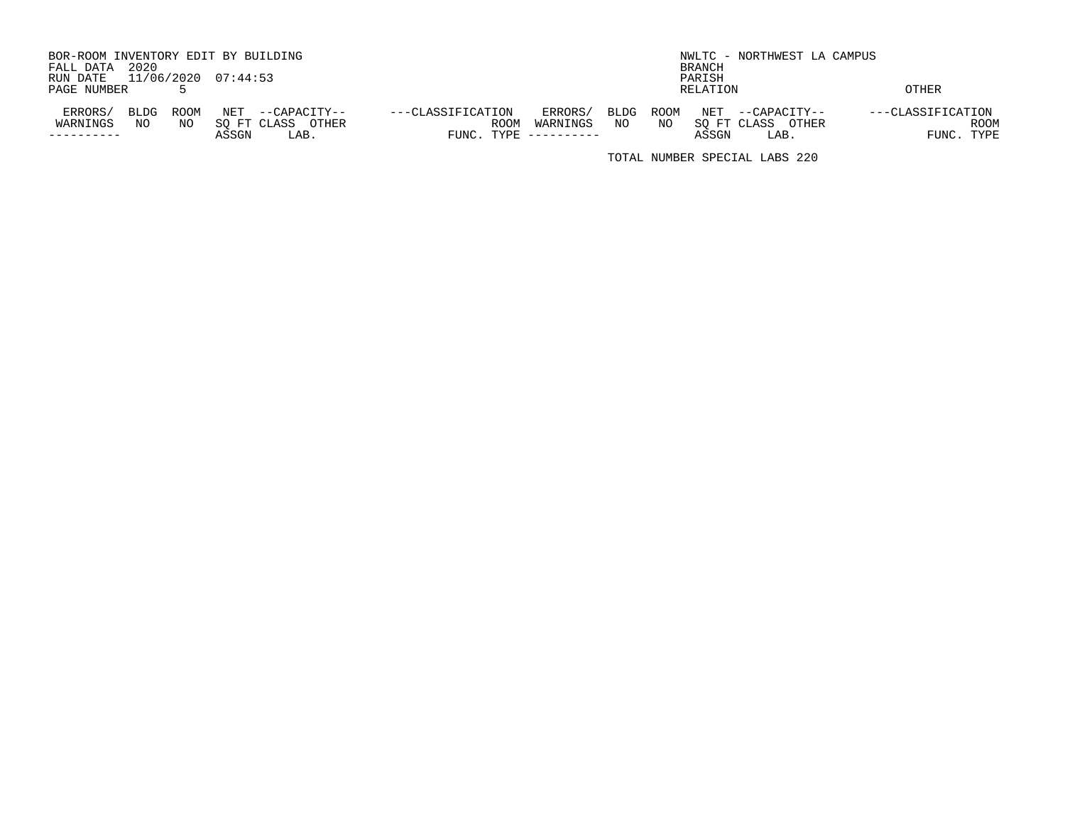BOR-ROOM INVENTORY EDIT BY BUILDING
FALL DATA 2020
RUN DATE 11/06/2020 07:44:53
PAGE NUMBER 5

NWLTC - NORTHWEST LA CAMPUS
BRANCH
PARISH
RELATION OTHER

| ERRORS/ WARNINGS | BLDG NO | ROOM NO | NET SQ FT ASSGN | --CAPACITY-- CLASS | OTHER LAB. | ---CLASSIFICATION FUNC. | ROOM TYPE | ERRORS/ WARNINGS | BLDG NO | ROOM NO | NET SQ FT ASSGN | --CAPACITY-- CLASS | OTHER LAB. | ---CLASSIFICATION FUNC. | ROOM TYPE |
|---|---|---|---|---|---|---|---|---|---|---|---|---|---|---|---|

TOTAL NUMBER SPECIAL LABS 220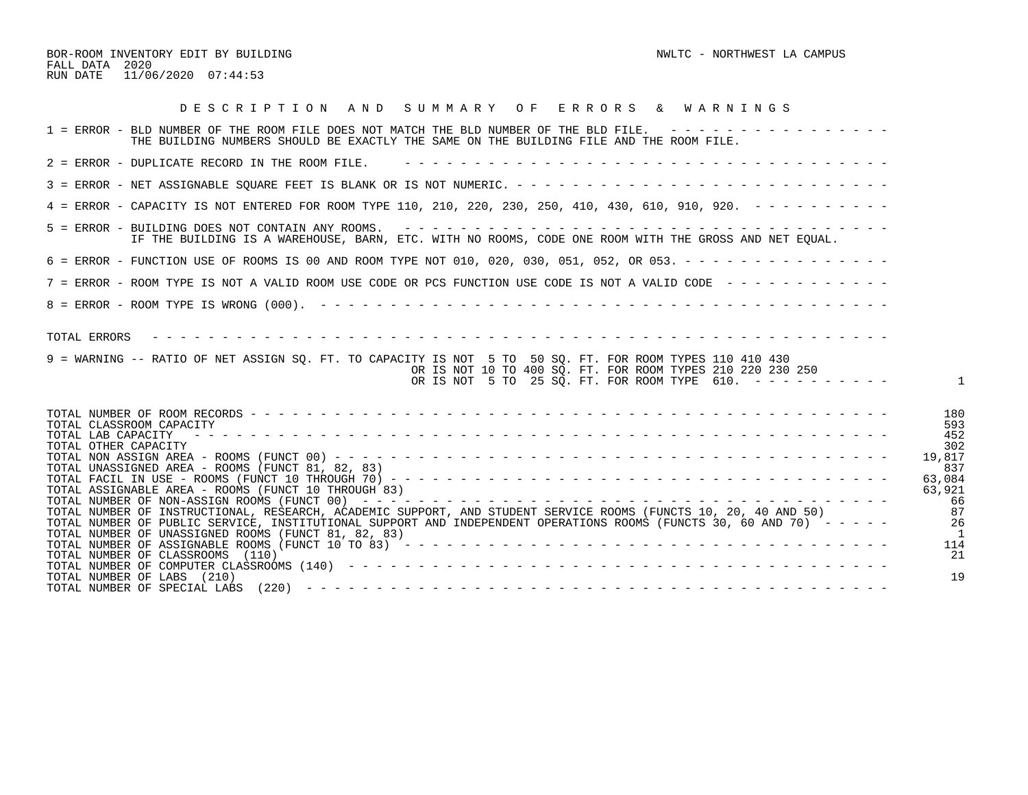BOR-ROOM INVENTORY EDIT BY BUILDING
FALL DATA 2020
RUN DATE 11/06/2020 07:44:53

NWLTC - NORTHWEST LA CAMPUS

## D E S C R I P T I O N   A N D   S U M M A R Y   O F   E R R O R S   &   W A R N I N G S

| | |
|---|---|
| 1 = ERROR - BLD NUMBER OF THE ROOM FILE DOES NOT MATCH THE BLD NUMBER OF THE BLD FILE. THE BUILDING NUMBERS SHOULD BE EXACTLY THE SAME ON THE BUILDING FILE AND THE ROOM FILE. | |
| 2 = ERROR - DUPLICATE RECORD IN THE ROOM FILE. | |
| 3 = ERROR - NET ASSIGNABLE SQUARE FEET IS BLANK OR IS NOT NUMERIC. | |
| 4 = ERROR - CAPACITY IS NOT ENTERED FOR ROOM TYPE 110, 210, 220, 230, 250, 410, 430, 610, 910, 920. | |
| 5 = ERROR - BUILDING DOES NOT CONTAIN ANY ROOMS. IF THE BUILDING IS A WAREHOUSE, BARN, ETC. WITH NO ROOMS, CODE ONE ROOM WITH THE GROSS AND NET EQUAL. | |
| 6 = ERROR - FUNCTION USE OF ROOMS IS 00 AND ROOM TYPE NOT 010, 020, 030, 051, 052, OR 053. | |
| 7 = ERROR - ROOM TYPE IS NOT A VALID ROOM USE CODE OR PCS FUNCTION USE CODE IS NOT A VALID CODE | |
| 8 = ERROR - ROOM TYPE IS WRONG (000). | |
| TOTAL ERRORS | |
| 9 = WARNING -- RATIO OF NET ASSIGN SQ. FT. TO CAPACITY IS NOT 5 TO 50 SQ. FT. FOR ROOM TYPES 110 410 430 OR IS NOT 10 TO 400 SQ. FT. FOR ROOM TYPES 210 220 230 250 OR IS NOT 5 TO 25 SQ. FT. FOR ROOM TYPE 610. | 1 |

| | |
|---|---|
| TOTAL NUMBER OF ROOM RECORDS | 180 |
| TOTAL CLASSROOM CAPACITY | 593 |
| TOTAL LAB CAPACITY | 452 |
| TOTAL OTHER CAPACITY | 302 |
| TOTAL NON ASSIGN AREA - ROOMS (FUNCT 00) | 19,817 |
| TOTAL UNASSIGNED AREA - ROOMS (FUNCT 81, 82, 83) | 837 |
| TOTAL FACIL IN USE - ROOMS (FUNCT 10 THROUGH 70) | 63,084 |
| TOTAL ASSIGNABLE AREA - ROOMS (FUNCT 10 THROUGH 83) | 63,921 |
| TOTAL NUMBER OF NON-ASSIGN ROOMS (FUNCT 00) | 66 |
| TOTAL NUMBER OF INSTRUCTIONAL, RESEARCH, ACADEMIC SUPPORT, AND STUDENT SERVICE ROOMS (FUNCTS 10, 20, 40 AND 50) | 87 |
| TOTAL NUMBER OF PUBLIC SERVICE, INSTITUTIONAL SUPPORT AND INDEPENDENT OPERATIONS ROOMS (FUNCTS 30, 60 AND 70) | 26 |
| TOTAL NUMBER OF UNASSIGNED ROOMS (FUNCT 81, 82, 83) | 1 |
| TOTAL NUMBER OF ASSIGNABLE ROOMS (FUNCT 10 TO 83) | 114 |
| TOTAL NUMBER OF CLASSROOMS (110) | 21 |
| TOTAL NUMBER OF COMPUTER CLASSROOMS (140) | |
| TOTAL NUMBER OF LABS (210) | 19 |
| TOTAL NUMBER OF SPECIAL LABS (220) | |